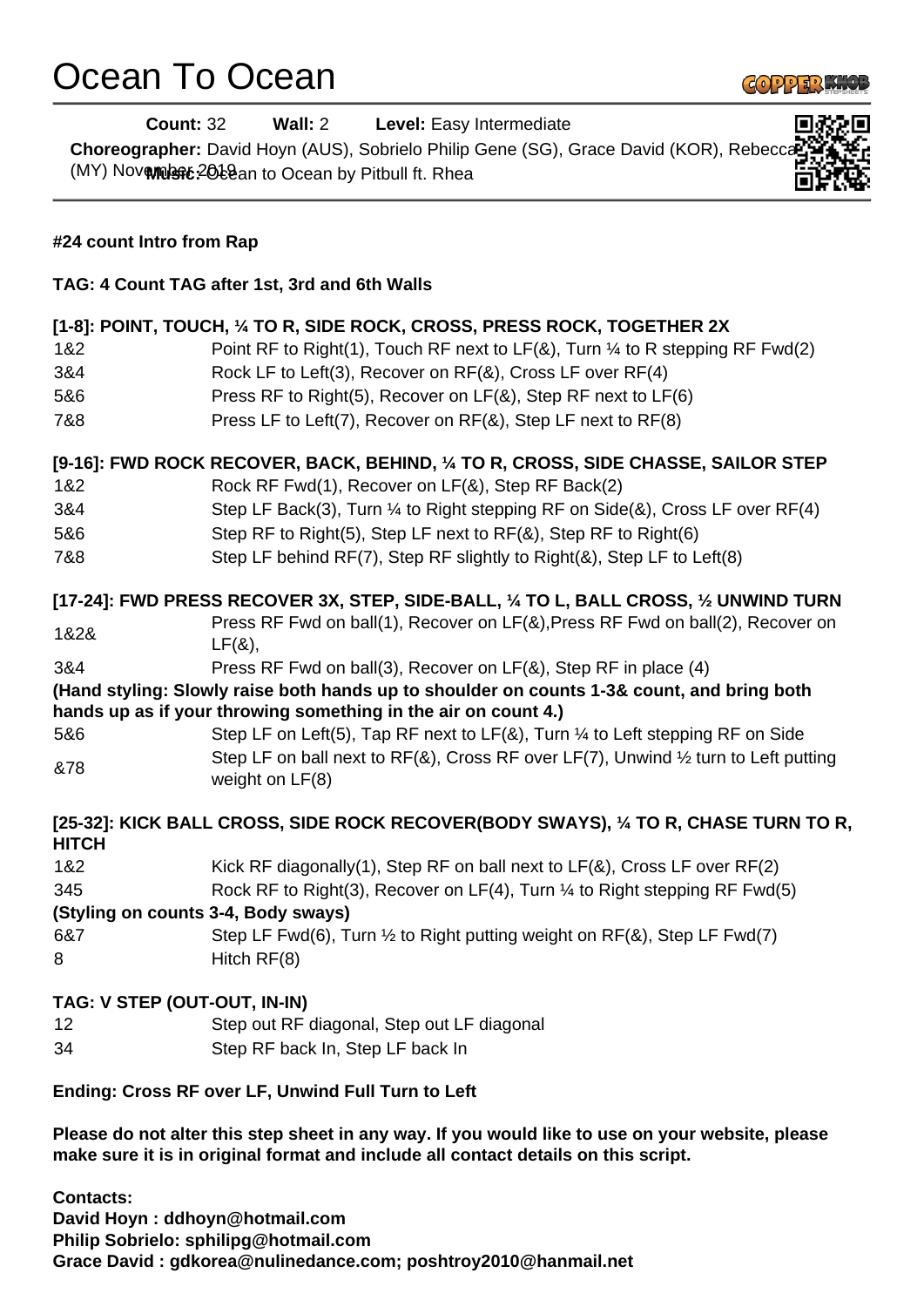# Ocean To Ocean

**Count:** 32 **Wall:** 2 **Level:** Easy Intermediate

**Choreographer:** David Hoyn (AUS), Sobrielo Philip Gene (SG), Grace David (KOR), Rebecca (MY) November 2019

**Music:** Ocean to Ocean by Pitbull ft. Rhea

**#24 count Intro from Rap**

**TAG: 4 Count TAG after 1st, 3rd and 6th Walls**

**[1-8]: POINT, TOUCH, ¼ TO R, SIDE ROCK, CROSS, PRESS ROCK, TOGETHER 2X**

| | |
|---|---|
| 1&2 | Point RF to Right(1), Touch RF next to LF(&), Turn ¼ to R stepping RF Fwd(2) |
| 3&4 | Rock LF to Left(3), Recover on RF(&), Cross LF over RF(4) |
| 5&6 | Press RF to Right(5), Recover on LF(&), Step RF next to LF(6) |
| 7&8 | Press LF to Left(7), Recover on RF(&), Step LF next to RF(8) |

**[9-16]: FWD ROCK RECOVER, BACK, BEHIND, ¼ TO R, CROSS, SIDE CHASSE, SAILOR STEP**

| | |
|---|---|
| 1&2 | Rock RF Fwd(1), Recover on LF(&), Step RF Back(2) |
| 3&4 | Step LF Back(3), Turn ¼ to Right stepping RF on Side(&), Cross LF over RF(4) |
| 5&6 | Step RF to Right(5), Step LF next to RF(&), Step RF to Right(6) |
| 7&8 | Step LF behind RF(7), Step RF slightly to Right(&), Step LF to Left(8) |

**[17-24]: FWD PRESS RECOVER 3X, STEP, SIDE-BALL, ¼ TO L, BALL CROSS, ½ UNWIND TURN**

| | |
|---|---|
| 1&2& | Press RF Fwd on ball(1), Recover on LF(&),Press RF Fwd on ball(2), Recover on LF(&), |
| 3&4 | Press RF Fwd on ball(3), Recover on LF(&), Step RF in place (4) |

**(Hand styling: Slowly raise both hands up to shoulder on counts 1-3& count, and bring both hands up as if your throwing something in the air on count 4.)**

| | |
|---|---|
| 5&6 | Step LF on Left(5), Tap RF next to LF(&), Turn ¼ to Left stepping RF on Side |
| &78 | Step LF on ball next to RF(&), Cross RF over LF(7), Unwind ½ turn to Left putting weight on LF(8) |

**[25-32]: KICK BALL CROSS, SIDE ROCK RECOVER(BODY SWAYS), ¼ TO R, CHASE TURN TO R, HITCH**

| | |
|---|---|
| 1&2 | Kick RF diagonally(1), Step RF on ball next to LF(&), Cross LF over RF(2) |
| 345 | Rock RF to Right(3), Recover on LF(4), Turn ¼ to Right stepping RF Fwd(5) |

**(Styling on counts 3-4, Body sways)**

| | |
|---|---|
| 6&7 | Step LF Fwd(6), Turn ½ to Right putting weight on RF(&), Step LF Fwd(7) |
| 8 | Hitch RF(8) |

**TAG: V STEP (OUT-OUT, IN-IN)**

| | |
|---|---|
| 12 | Step out RF diagonal, Step out LF diagonal |
| 34 | Step RF back In, Step LF back In |

**Ending: Cross RF over LF, Unwind Full Turn to Left**

**Please do not alter this step sheet in any way. If you would like to use on your website, please make sure it is in original format and include all contact details on this script.**

**Contacts:**
**David Hoyn : ddhoyn@hotmail.com**
**Philip Sobrielo: sphilipg@hotmail.com**
**Grace David : gdkorea@nulinedance.com; poshtroy2010@hanmail.net**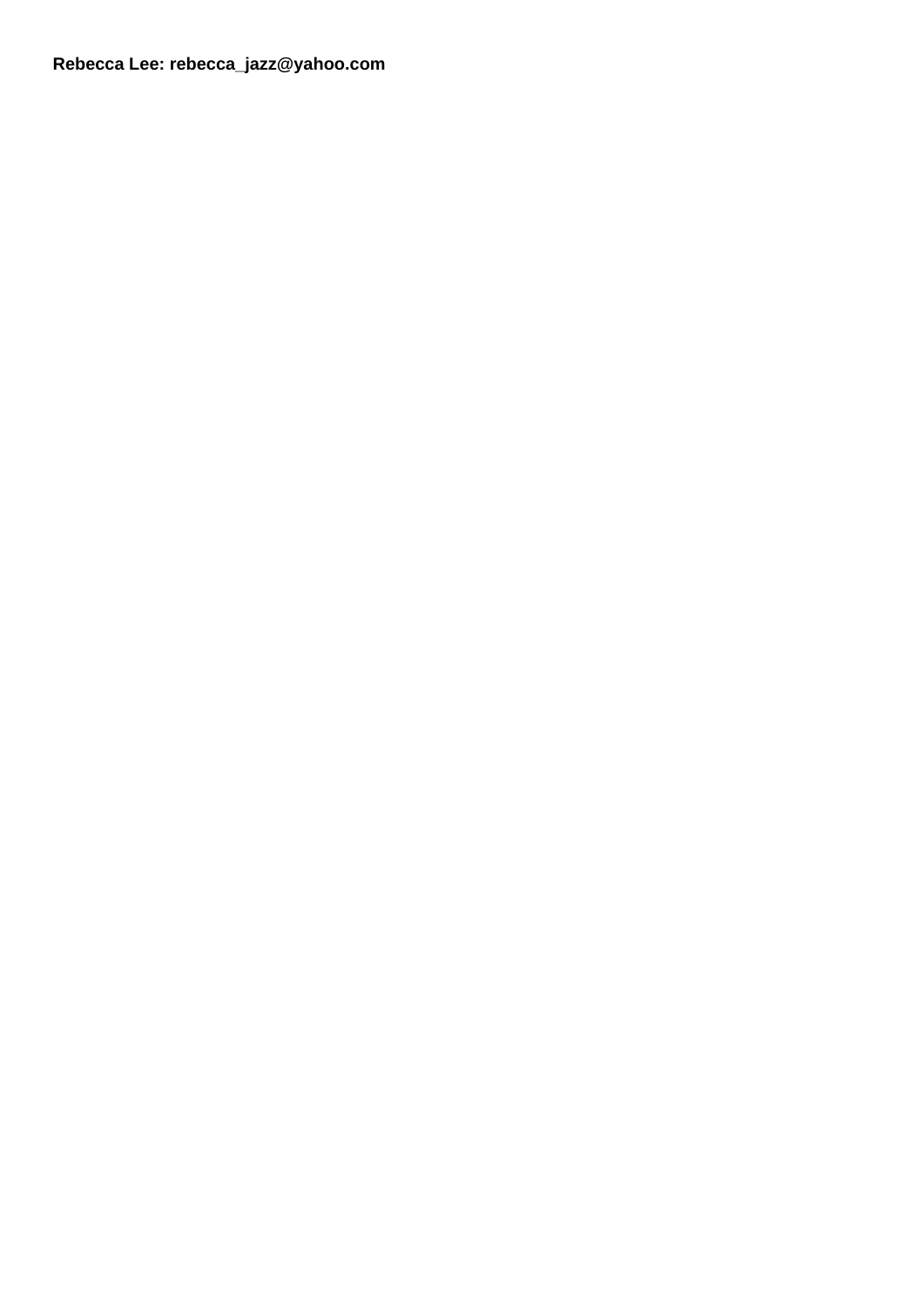**Rebecca Lee: rebecca_jazz@yahoo.com**